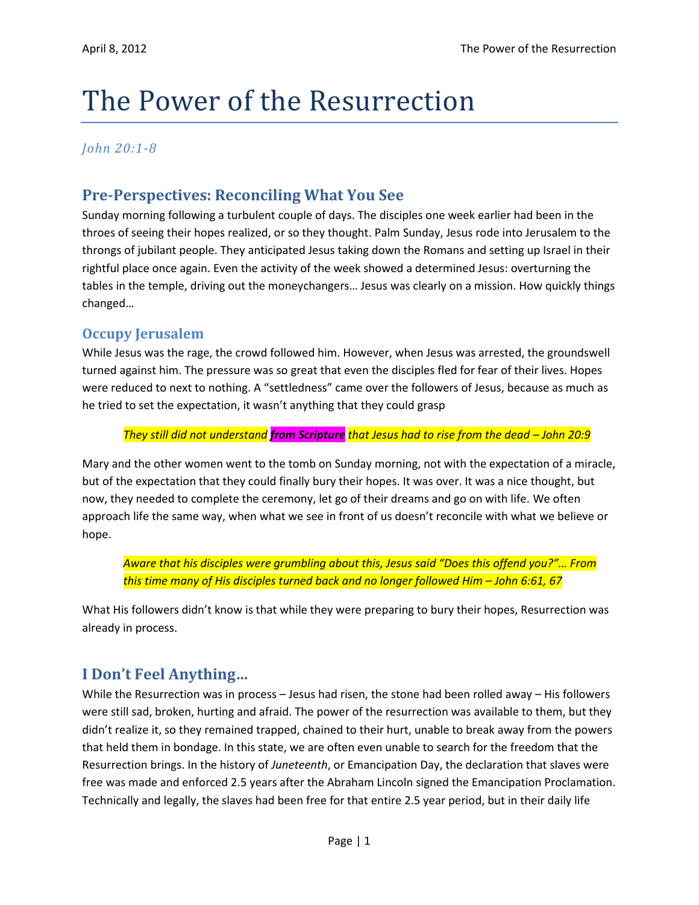# The Power of the Resurrection

*John 20:1-8*

## Pre-Perspectives: Reconciling What You See

Sunday morning following a turbulent couple of days. The disciples one week earlier had been in the throes of seeing their hopes realized, or so they thought. Palm Sunday, Jesus rode into Jerusalem to the throngs of jubilant people. They anticipated Jesus taking down the Romans and setting up Israel in their rightful place once again. Even the activity of the week showed a determined Jesus: overturning the tables in the temple, driving out the moneychangers… Jesus was clearly on a mission. How quickly things changed…

### Occupy Jerusalem

While Jesus was the rage, the crowd followed him. However, when Jesus was arrested, the groundswell turned against him. The pressure was so great that even the disciples fled for fear of their lives. Hopes were reduced to next to nothing. A "settledness" came over the followers of Jesus, because as much as he tried to set the expectation, it wasn't anything that they could grasp

> *They still did not understand **from Scripture** that Jesus had to rise from the dead – John 20:9*

Mary and the other women went to the tomb on Sunday morning, not with the expectation of a miracle, but of the expectation that they could finally bury their hopes. It was over. It was a nice thought, but now, they needed to complete the ceremony, let go of their dreams and go on with life. We often approach life the same way, when what we see in front of us doesn't reconcile with what we believe or hope.

> *Aware that his disciples were grumbling about this, Jesus said "Does this offend you?"… From this time many of His disciples turned back and no longer followed Him – John 6:61, 67*

What His followers didn't know is that while they were preparing to bury their hopes, Resurrection was already in process.

## I Don't Feel Anything…

While the Resurrection was in process – Jesus had risen, the stone had been rolled away – His followers were still sad, broken, hurting and afraid. The power of the resurrection was available to them, but they didn't realize it, so they remained trapped, chained to their hurt, unable to break away from the powers that held them in bondage. In this state, we are often even unable to search for the freedom that the Resurrection brings. In the history of *Juneteenth*, or Emancipation Day, the declaration that slaves were free was made and enforced 2.5 years after the Abraham Lincoln signed the Emancipation Proclamation. Technically and legally, the slaves had been free for that entire 2.5 year period, but in their daily life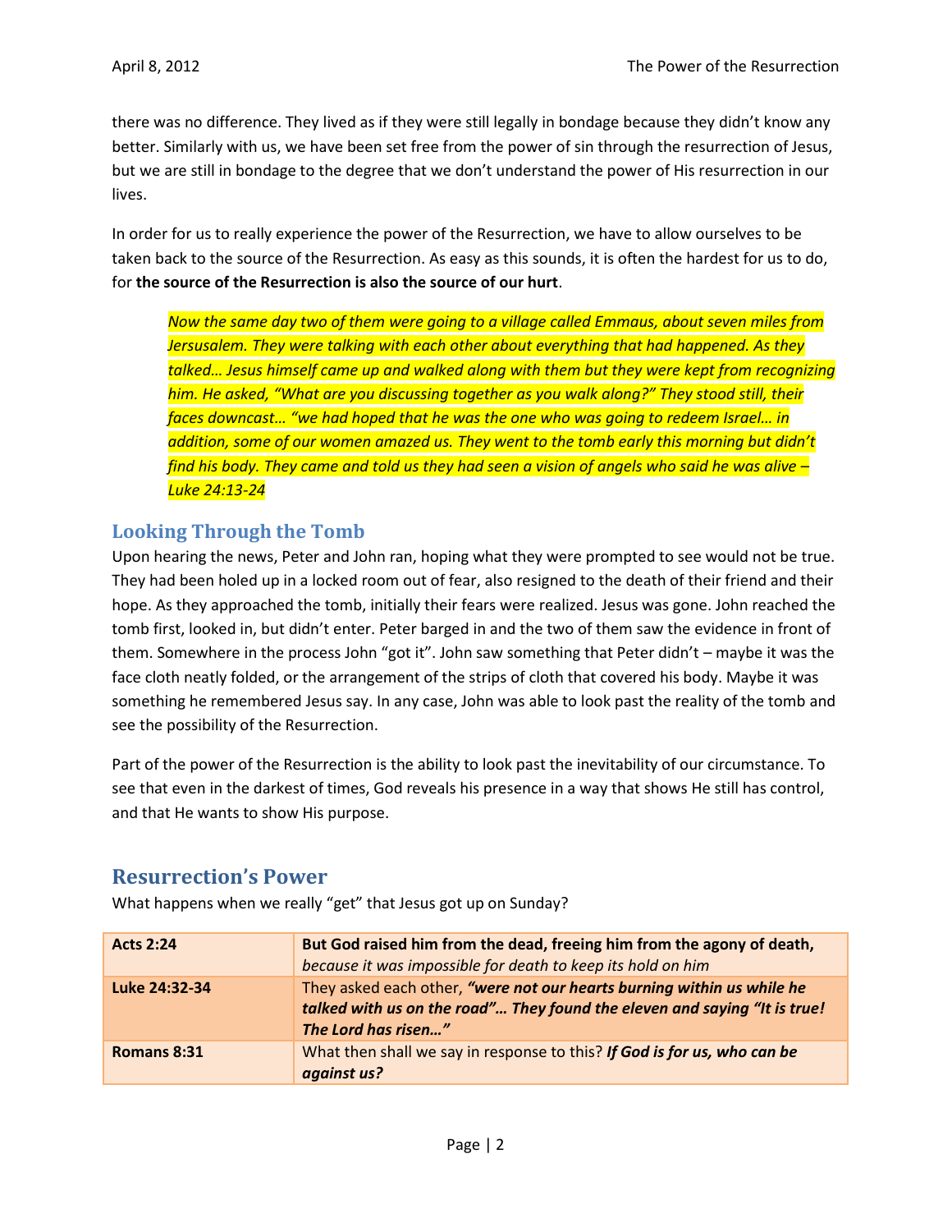there was no difference. They lived as if they were still legally in bondage because they didn't know any better. Similarly with us, we have been set free from the power of sin through the resurrection of Jesus, but we are still in bondage to the degree that we don't understand the power of His resurrection in our lives.

In order for us to really experience the power of the Resurrection, we have to allow ourselves to be taken back to the source of the Resurrection. As easy as this sounds, it is often the hardest for us to do, for **the source of the Resurrection is also the source of our hurt**.

> *Now the same day two of them were going to a village called Emmaus, about seven miles from Jersusalem. They were talking with each other about everything that had happened. As they talked… Jesus himself came up and walked along with them but they were kept from recognizing him. He asked, "What are you discussing together as you walk along?" They stood still, their faces downcast… "we had hoped that he was the one who was going to redeem Israel… in addition, some of our women amazed us. They went to the tomb early this morning but didn't find his body. They came and told us they had seen a vision of angels who said he was alive – Luke 24:13-24*

## Looking Through the Tomb

Upon hearing the news, Peter and John ran, hoping what they were prompted to see would not be true. They had been holed up in a locked room out of fear, also resigned to the death of their friend and their hope. As they approached the tomb, initially their fears were realized. Jesus was gone. John reached the tomb first, looked in, but didn't enter. Peter barged in and the two of them saw the evidence in front of them. Somewhere in the process John "got it". John saw something that Peter didn't – maybe it was the face cloth neatly folded, or the arrangement of the strips of cloth that covered his body. Maybe it was something he remembered Jesus say. In any case, John was able to look past the reality of the tomb and see the possibility of the Resurrection.

Part of the power of the Resurrection is the ability to look past the inevitability of our circumstance. To see that even in the darkest of times, God reveals his presence in a way that shows He still has control, and that He wants to show His purpose.

## Resurrection's Power

What happens when we really "get" that Jesus got up on Sunday?

| **Acts 2:24** | **But God raised him from the dead, freeing him from the agony of death,** *because it was impossible for death to keep its hold on him* |
|---|---|
| **Luke 24:32-34** | They asked each other, ***"were not our hearts burning within us while he talked with us on the road"… They found the eleven and saying "It is true! The Lord has risen…"*** |
| **Romans 8:31** | What then shall we say in response to this? ***If God is for us, who can be against us?*** |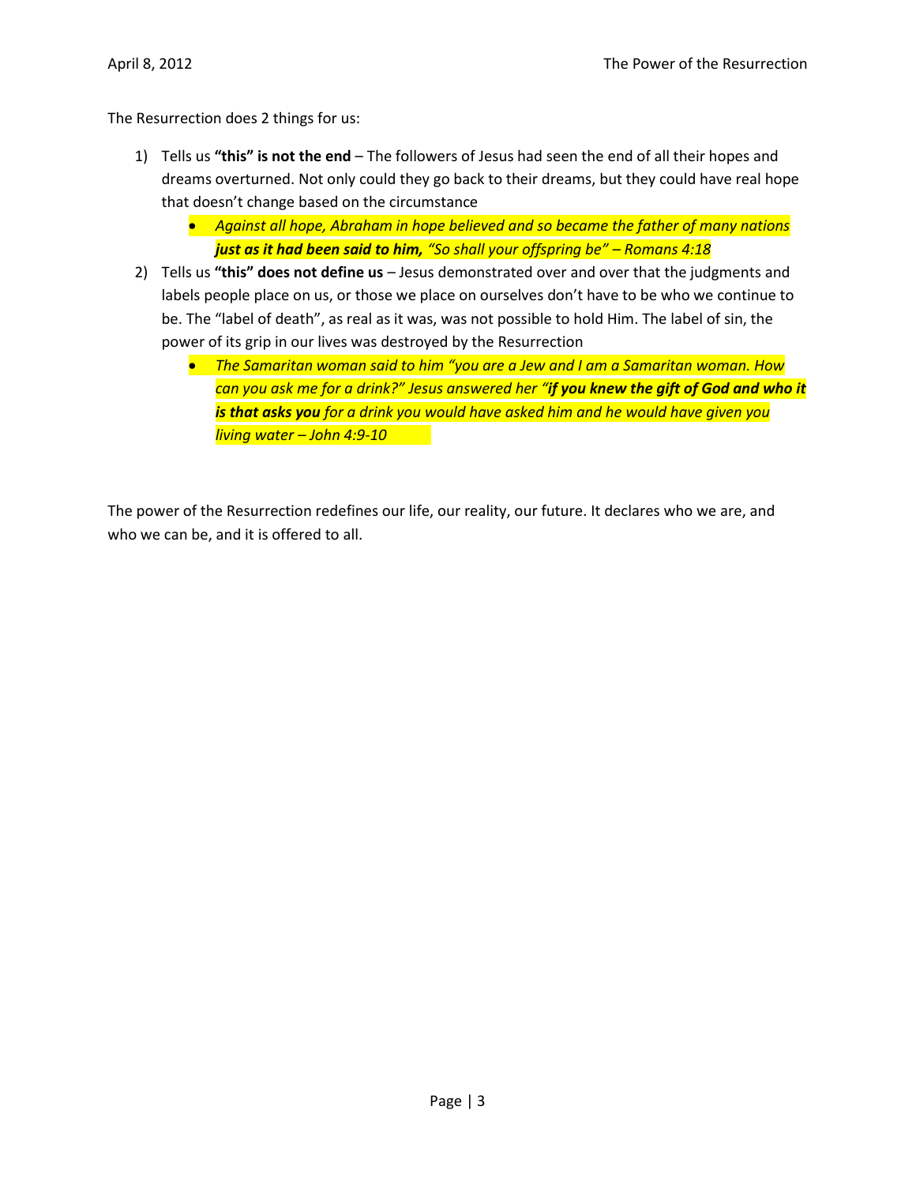The Resurrection does 2 things for us:

1) Tells us **"this" is not the end** – The followers of Jesus had seen the end of all their hopes and dreams overturned. Not only could they go back to their dreams, but they could have real hope that doesn't change based on the circumstance
    - *Against all hope, Abraham in hope believed and so became the father of many nations **just as it had been said to him,** "So shall your offspring be" – Romans 4:18*
2) Tells us **"this" does not define us** – Jesus demonstrated over and over that the judgments and labels people place on us, or those we place on ourselves don't have to be who we continue to be. The "label of death", as real as it was, was not possible to hold Him. The label of sin, the power of its grip in our lives was destroyed by the Resurrection
    - *The Samaritan woman said to him "you are a Jew and I am a Samaritan woman. How can you ask me for a drink?" Jesus answered her "**if you knew the gift of God and who it is that asks you** for a drink you would have asked him and he would have given you living water – John 4:9-10*

The power of the Resurrection redefines our life, our reality, our future. It declares who we are, and who we can be, and it is offered to all.